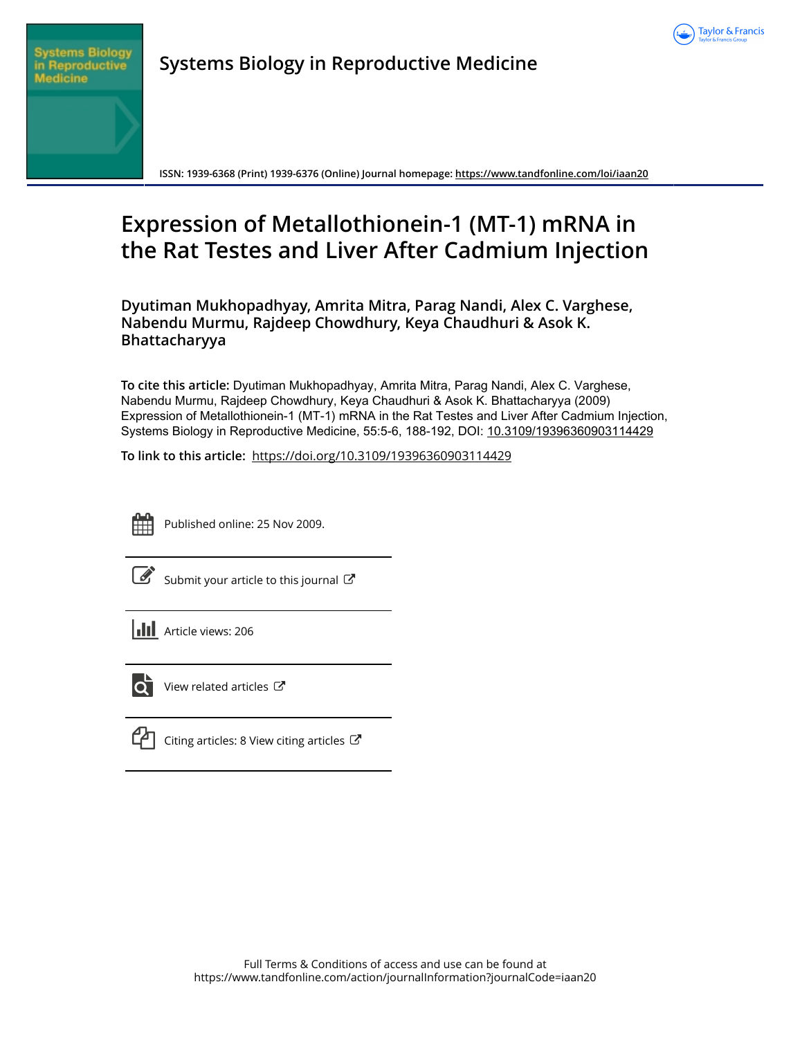# Systems Biology in Reproductive Medicine

ISSN: 1939-6368 (Print) 1939-6376 (Online) Journal homepage: https://www.tandfonline.com/loi/iaan20

# Expression of Metallothionein-1 (MT-1) mRNA in the Rat Testes and Liver After Cadmium Injection

**Dyutiman Mukhopadhyay, Amrita Mitra, Parag Nandi, Alex C. Varghese, Nabendu Murmu, Rajdeep Chowdhury, Keya Chaudhuri & Asok K. Bhattacharyya**

**To cite this article:** Dyutiman Mukhopadhyay, Amrita Mitra, Parag Nandi, Alex C. Varghese, Nabendu Murmu, Rajdeep Chowdhury, Keya Chaudhuri & Asok K. Bhattacharyya (2009) Expression of Metallothionein-1 (MT-1) mRNA in the Rat Testes and Liver After Cadmium Injection, Systems Biology in Reproductive Medicine, 55:5-6, 188-192, DOI: 10.3109/19396360903114429

**To link to this article:** https://doi.org/10.3109/19396360903114429

Published online: 25 Nov 2009.

Submit your article to this journal

Article views: 206

View related articles

Citing articles: 8 View citing articles

Full Terms & Conditions of access and use can be found at
https://www.tandfonline.com/action/journalInformation?journalCode=iaan20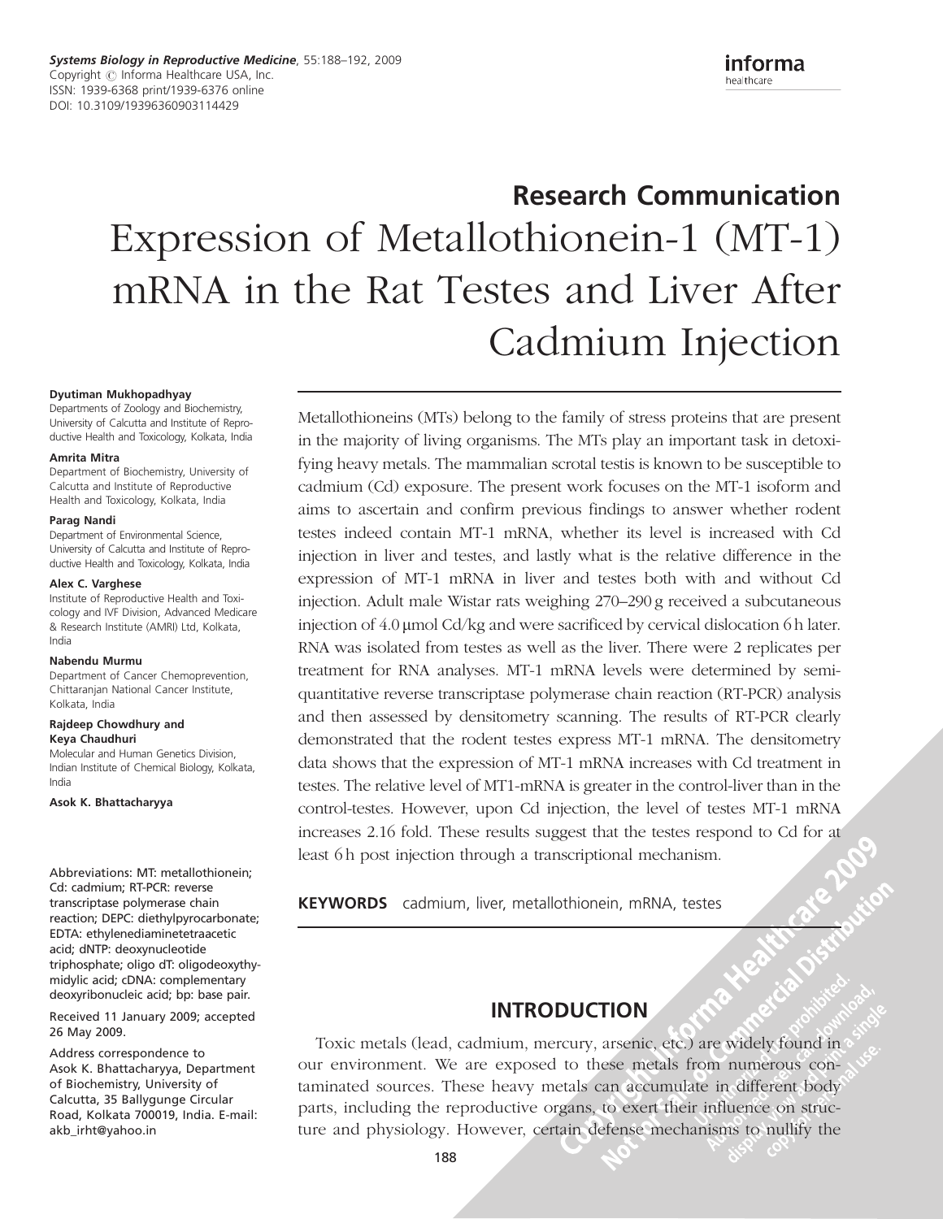## Research Communication

# Expression of Metallothionein-1 (MT-1) mRNA in the Rat Testes and Liver After Cadmium Injection

**Dyutiman Mukhopadhyay**
Departments of Zoology and Biochemistry, University of Calcutta and Institute of Reproductive Health and Toxicology, Kolkata, India

**Amrita Mitra**
Department of Biochemistry, University of Calcutta and Institute of Reproductive Health and Toxicology, Kolkata, India

**Parag Nandi**
Department of Environmental Science, University of Calcutta and Institute of Reproductive Health and Toxicology, Kolkata, India

**Alex C. Varghese**
Institute of Reproductive Health and Toxicology and IVF Division, Advanced Medicare & Research Institute (AMRI) Ltd, Kolkata, India

**Nabendu Murmu**
Department of Cancer Chemoprevention, Chittaranjan National Cancer Institute, Kolkata, India

**Rajdeep Chowdhury and Keya Chaudhuri**
Molecular and Human Genetics Division, Indian Institute of Chemical Biology, Kolkata, India

**Asok K. Bhattacharyya**

Metallothioneins (MTs) belong to the family of stress proteins that are present in the majority of living organisms. The MTs play an important task in detoxifying heavy metals. The mammalian scrotal testis is known to be susceptible to cadmium (Cd) exposure. The present work focuses on the MT-1 isoform and aims to ascertain and confirm previous findings to answer whether rodent testes indeed contain MT-1 mRNA, whether its level is increased with Cd injection in liver and testes, and lastly what is the relative difference in the expression of MT-1 mRNA in liver and testes both with and without Cd injection. Adult male Wistar rats weighing 270–290 g received a subcutaneous injection of 4.0 μmol Cd/kg and were sacrificed by cervical dislocation 6 h later. RNA was isolated from testes as well as the liver. There were 2 replicates per treatment for RNA analyses. MT-1 mRNA levels were determined by semi-quantitative reverse transcriptase polymerase chain reaction (RT-PCR) analysis and then assessed by densitometry scanning. The results of RT-PCR clearly demonstrated that the rodent testes express MT-1 mRNA. The densitometry data shows that the expression of MT-1 mRNA increases with Cd treatment in testes. The relative level of MT1-mRNA is greater in the control-liver than in the control-testes. However, upon Cd injection, the level of testes MT-1 mRNA increases 2.16 fold. These results suggest that the testes respond to Cd for at least 6 h post injection through a transcriptional mechanism.

**KEYWORDS** cadmium, liver, metallothionein, mRNA, testes

Abbreviations: MT: metallothionein; Cd: cadmium; RT-PCR: reverse transcriptase polymerase chain reaction; DEPC: diethylpyrocarbonate; EDTA: ethylenediaminetetraacetic acid; dNTP: deoxynucleotide triphosphate; oligo dT: oligodeoxythymidylic acid; cDNA: complementary deoxyribonucleic acid; bp: base pair.

Received 11 January 2009; accepted 26 May 2009.

Address correspondence to Asok K. Bhattacharyya, Department of Biochemistry, University of Calcutta, 35 Ballygunge Circular Road, Kolkata 700019, India. E-mail: akb_irht@yahoo.in

## INTRODUCTION

Toxic metals (lead, cadmium, mercury, arsenic, etc.) are widely found in our environment. We are exposed to these metals from numerous contaminated sources. These heavy metals can accumulate in different body parts, including the reproductive organs, to exert their influence on structure and physiology. However, certain defense mechanisms to nullify the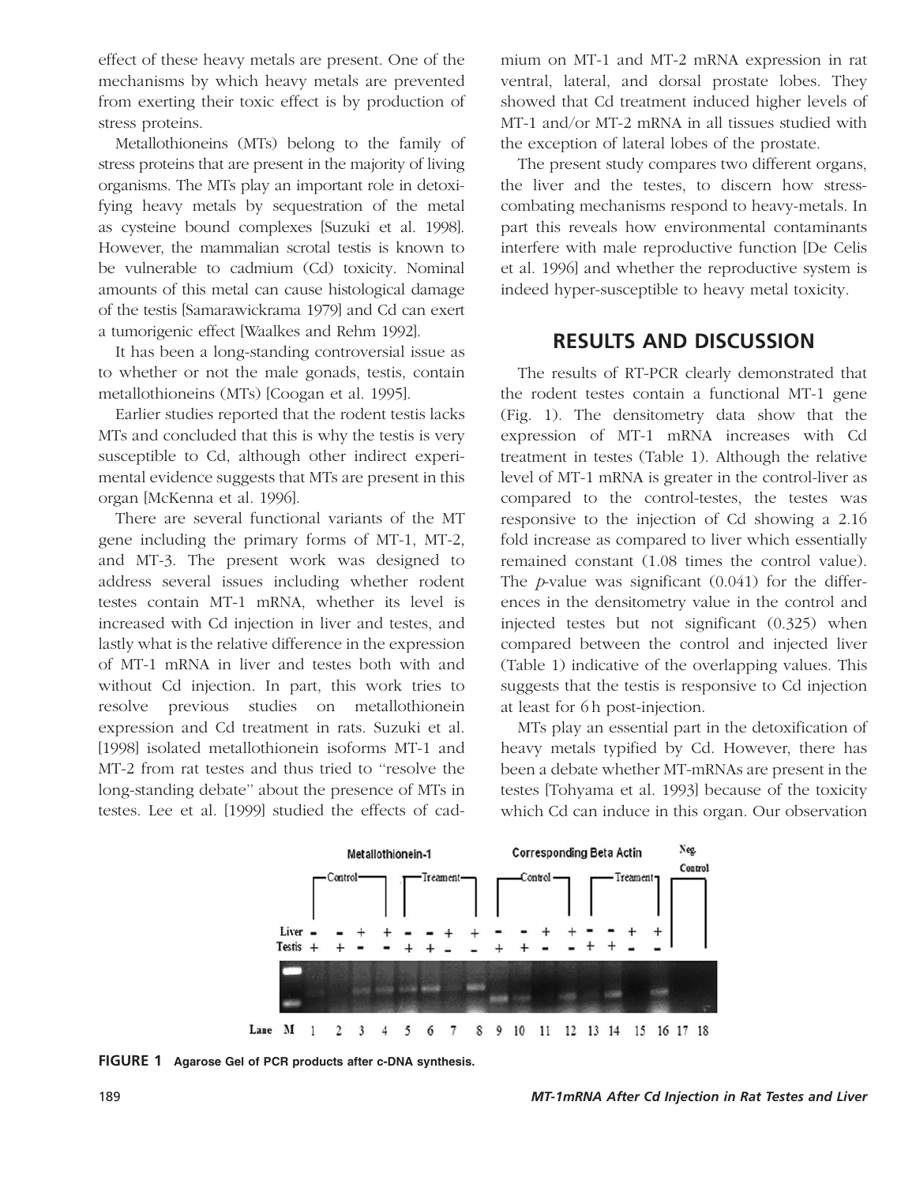effect of these heavy metals are present. One of the mechanisms by which heavy metals are prevented from exerting their toxic effect is by production of stress proteins.

Metallothioneins (MTs) belong to the family of stress proteins that are present in the majority of living organisms. The MTs play an important role in detoxifying heavy metals by sequestration of the metal as cysteine bound complexes [Suzuki et al. 1998]. However, the mammalian scrotal testis is known to be vulnerable to cadmium (Cd) toxicity. Nominal amounts of this metal can cause histological damage of the testis [Samarawickrama 1979] and Cd can exert a tumorigenic effect [Waalkes and Rehm 1992].

It has been a long-standing controversial issue as to whether or not the male gonads, testis, contain metallothioneins (MTs) [Coogan et al. 1995].

Earlier studies reported that the rodent testis lacks MTs and concluded that this is why the testis is very susceptible to Cd, although other indirect experimental evidence suggests that MTs are present in this organ [McKenna et al. 1996].

There are several functional variants of the MT gene including the primary forms of MT-1, MT-2, and MT-3. The present work was designed to address several issues including whether rodent testes contain MT-1 mRNA, whether its level is increased with Cd injection in liver and testes, and lastly what is the relative difference in the expression of MT-1 mRNA in liver and testes both with and without Cd injection. In part, this work tries to resolve previous studies on metallothionein expression and Cd treatment in rats. Suzuki et al. [1998] isolated metallothionein isoforms MT-1 and MT-2 from rat testes and thus tried to "resolve the long-standing debate" about the presence of MTs in testes. Lee et al. [1999] studied the effects of cadmium on MT-1 and MT-2 mRNA expression in rat ventral, lateral, and dorsal prostate lobes. They showed that Cd treatment induced higher levels of MT-1 and/or MT-2 mRNA in all tissues studied with the exception of lateral lobes of the prostate.

The present study compares two different organs, the liver and the testes, to discern how stress-combating mechanisms respond to heavy-metals. In part this reveals how environmental contaminants interfere with male reproductive function [De Celis et al. 1996] and whether the reproductive system is indeed hyper-susceptible to heavy metal toxicity.

## RESULTS AND DISCUSSION

The results of RT-PCR clearly demonstrated that the rodent testes contain a functional MT-1 gene (Fig. 1). The densitometry data show that the expression of MT-1 mRNA increases with Cd treatment in testes (Table 1). Although the relative level of MT-1 mRNA is greater in the control-liver as compared to the control-testes, the testes was responsive to the injection of Cd showing a 2.16 fold increase as compared to liver which essentially remained constant (1.08 times the control value). The *p*-value was significant (0.041) for the differences in the densitometry value in the control and injected testes but not significant (0.325) when compared between the control and injected liver (Table 1) indicative of the overlapping values. This suggests that the testis is responsive to Cd injection at least for 6 h post-injection.

MTs play an essential part in the detoxification of heavy metals typified by Cd. However, there has been a debate whether MT-mRNAs are present in the testes [Tohyama et al. 1993] because of the toxicity which Cd can induce in this organ. Our observation

**FIGURE 1** Agarose Gel of PCR products after c-DNA synthesis.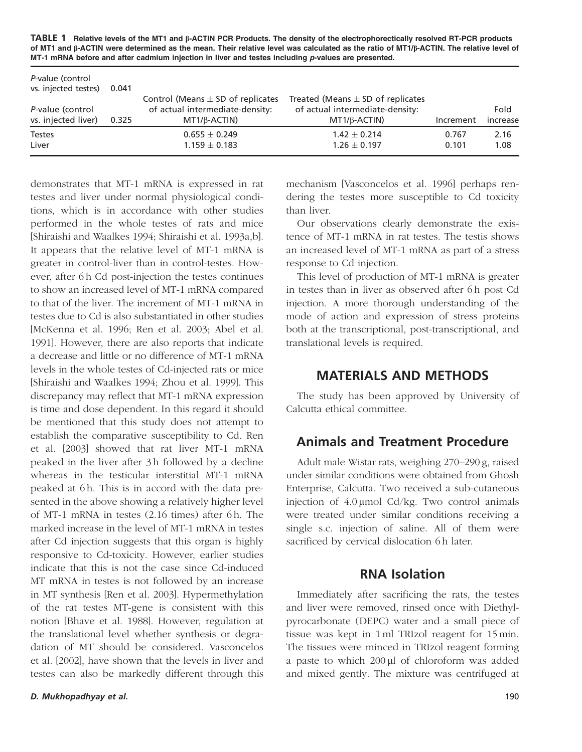**TABLE 1 Relative levels of the MT1 and β-ACTIN PCR Products. The density of the electrophorectically resolved RT-PCR products of MT1 and β-ACTIN were determined as the mean. Their relative level was calculated as the ratio of MT1/β-ACTIN. The relative level of MT-1 mRNA before and after cadmium injection in liver and testes including *p*-values are presented.**

| *P*-value (control vs. injected testes) | 0.041 | | | | |
|---|---|---|---|---|---|
| *P*-value (control vs. injected liver) | 0.325 | Control (Means ± SD of replicates of actual intermediate-density: MT1/β-ACTIN) | Treated (Means ± SD of replicates of actual intermediate-density: MT1/β-ACTIN) | Increment | Fold increase |
| Testes | | 0.655 ± 0.249 | 1.42 ± 0.214 | 0.767 | 2.16 |
| Liver | | 1.159 ± 0.183 | 1.26 ± 0.197 | 0.101 | 1.08 |

demonstrates that MT-1 mRNA is expressed in rat testes and liver under normal physiological conditions, which is in accordance with other studies performed in the whole testes of rats and mice [Shiraishi and Waalkes 1994; Shiraishi et al. 1993a,b]. It appears that the relative level of MT-1 mRNA is greater in control-liver than in control-testes. However, after 6 h Cd post-injection the testes continues to show an increased level of MT-1 mRNA compared to that of the liver. The increment of MT-1 mRNA in testes due to Cd is also substantiated in other studies [McKenna et al. 1996; Ren et al. 2003; Abel et al. 1991]. However, there are also reports that indicate a decrease and little or no difference of MT-1 mRNA levels in the whole testes of Cd-injected rats or mice [Shiraishi and Waalkes 1994; Zhou et al. 1999]. This discrepancy may reflect that MT-1 mRNA expression is time and dose dependent. In this regard it should be mentioned that this study does not attempt to establish the comparative susceptibility to Cd. Ren et al. [2003] showed that rat liver MT-1 mRNA peaked in the liver after 3 h followed by a decline whereas in the testicular interstitial MT-1 mRNA peaked at 6 h. This is in accord with the data presented in the above showing a relatively higher level of MT-1 mRNA in testes (2.16 times) after 6 h. The marked increase in the level of MT-1 mRNA in testes after Cd injection suggests that this organ is highly responsive to Cd-toxicity. However, earlier studies indicate that this is not the case since Cd-induced MT mRNA in testes is not followed by an increase in MT synthesis [Ren et al. 2003]. Hypermethylation of the rat testes MT-gene is consistent with this notion [Bhave et al. 1988]. However, regulation at the translational level whether synthesis or degradation of MT should be considered. Vasconcelos et al. [2002], have shown that the levels in liver and testes can also be markedly different through this mechanism [Vasconcelos et al. 1996] perhaps rendering the testes more susceptible to Cd toxicity than liver.

Our observations clearly demonstrate the existence of MT-1 mRNA in rat testes. The testis shows an increased level of MT-1 mRNA as part of a stress response to Cd injection.

This level of production of MT-1 mRNA is greater in testes than in liver as observed after 6 h post Cd injection. A more thorough understanding of the mode of action and expression of stress proteins both at the transcriptional, post-transcriptional, and translational levels is required.

## MATERIALS AND METHODS

The study has been approved by University of Calcutta ethical committee.

## Animals and Treatment Procedure

Adult male Wistar rats, weighing 270–290 g, raised under similar conditions were obtained from Ghosh Enterprise, Calcutta. Two received a sub-cutaneous injection of 4.0 μmol Cd/kg. Two control animals were treated under similar conditions receiving a single s.c. injection of saline. All of them were sacrificed by cervical dislocation 6 h later.

## RNA Isolation

Immediately after sacrificing the rats, the testes and liver were removed, rinsed once with Diethylpyrocarbonate (DEPC) water and a small piece of tissue was kept in 1 ml TRIzol reagent for 15 min. The tissues were minced in TRIzol reagent forming a paste to which 200 μl of chloroform was added and mixed gently. The mixture was centrifuged at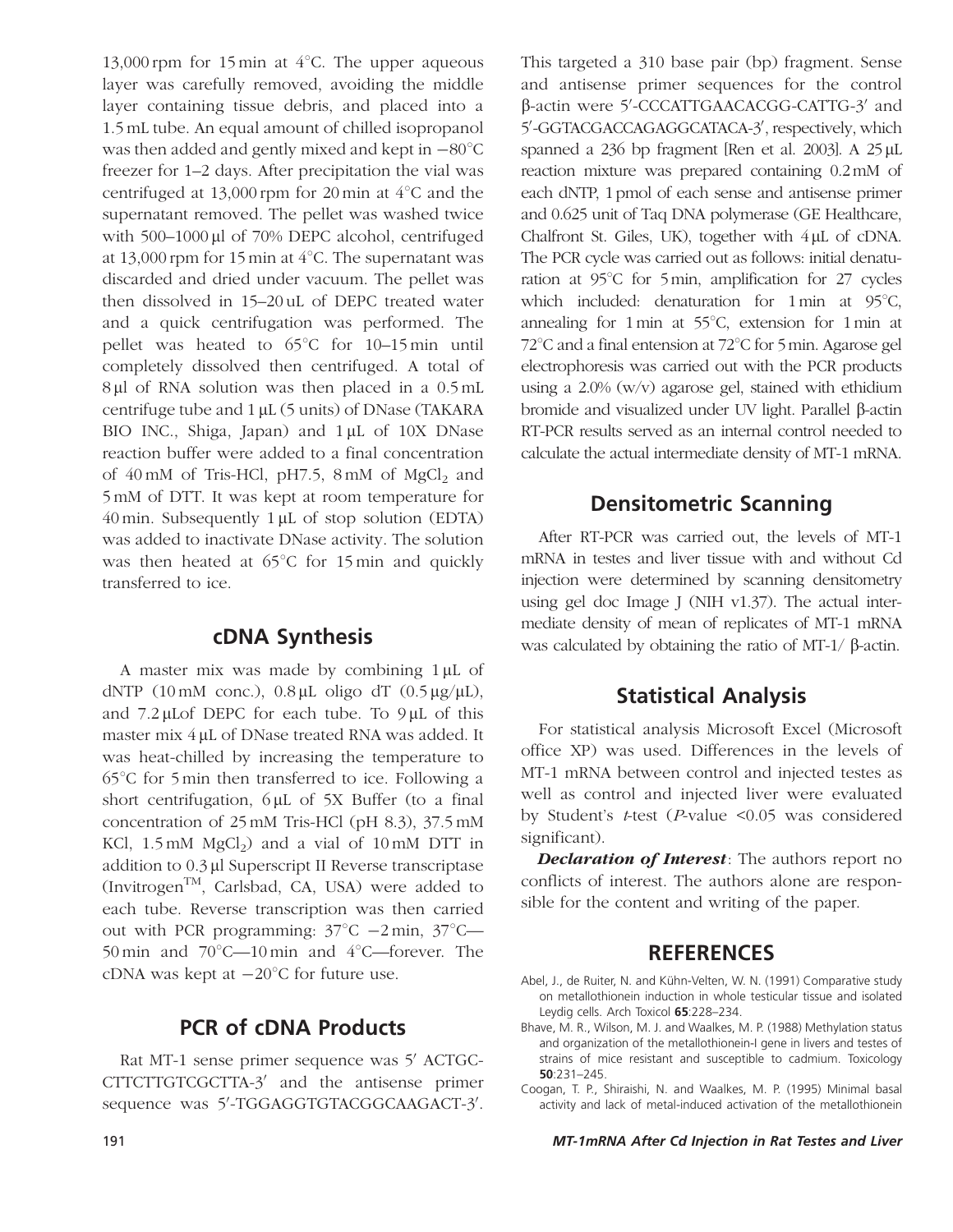13,000 rpm for 15 min at 4°C. The upper aqueous layer was carefully removed, avoiding the middle layer containing tissue debris, and placed into a 1.5 mL tube. An equal amount of chilled isopropanol was then added and gently mixed and kept in −80°C freezer for 1–2 days. After precipitation the vial was centrifuged at 13,000 rpm for 20 min at 4°C and the supernatant removed. The pellet was washed twice with 500–1000 µl of 70% DEPC alcohol, centrifuged at 13,000 rpm for 15 min at 4°C. The supernatant was discarded and dried under vacuum. The pellet was then dissolved in 15–20 uL of DEPC treated water and a quick centrifugation was performed. The pellet was heated to 65°C for 10–15 min until completely dissolved then centrifuged. A total of 8 µl of RNA solution was then placed in a 0.5 mL centrifuge tube and 1 µL (5 units) of DNase (TAKARA BIO INC., Shiga, Japan) and 1 µL of 10X DNase reaction buffer were added to a final concentration of 40 mM of Tris-HCl, pH7.5, 8 mM of $MgCl_2$ and 5 mM of DTT. It was kept at room temperature for 40 min. Subsequently 1 µL of stop solution (EDTA) was added to inactivate DNase activity. The solution was then heated at 65°C for 15 min and quickly transferred to ice.

## cDNA Synthesis

A master mix was made by combining 1 µL of dNTP (10 mM conc.), 0.8 µL oligo dT (0.5 µg/µL), and 7.2 µLof DEPC for each tube. To 9 µL of this master mix 4 µL of DNase treated RNA was added. It was heat-chilled by increasing the temperature to 65°C for 5 min then transferred to ice. Following a short centrifugation, 6 µL of 5X Buffer (to a final concentration of 25 mM Tris-HCl (pH 8.3), 37.5 mM KCl, 1.5 mM $MgCl_2$) and a vial of 10 mM DTT in addition to 0.3 µl Superscript II Reverse transcriptase (Invitrogen™, Carlsbad, CA, USA) were added to each tube. Reverse transcription was then carried out with PCR programming: 37°C −2 min, 37°C—50 min and 70°C—10 min and 4°C—forever. The cDNA was kept at −20°C for future use.

## PCR of cDNA Products

Rat MT-1 sense primer sequence was 5′ ACTGC-CTTCTTGTCGCTTA-3′ and the antisense primer sequence was 5′-TGGAGGTGTACGGCAAGACT-3′. This targeted a 310 base pair (bp) fragment. Sense and antisense primer sequences for the control β-actin were 5′-CCCATTGAACACGG-CATTG-3′ and 5′-GGTACGACCAGAGGCATACA-3′, respectively, which spanned a 236 bp fragment [Ren et al. 2003]. A 25 µL reaction mixture was prepared containing 0.2 mM of each dNTP, 1 pmol of each sense and antisense primer and 0.625 unit of Taq DNA polymerase (GE Healthcare, Chalfront St. Giles, UK), together with 4 µL of cDNA. The PCR cycle was carried out as follows: initial denaturation at 95°C for 5 min, amplification for 27 cycles which included: denaturation for 1 min at 95°C, annealing for 1 min at 55°C, extension for 1 min at 72°C and a final entension at 72°C for 5 min. Agarose gel electrophoresis was carried out with the PCR products using a 2.0% (w/v) agarose gel, stained with ethidium bromide and visualized under UV light. Parallel β-actin RT-PCR results served as an internal control needed to calculate the actual intermediate density of MT-1 mRNA.

## Densitometric Scanning

After RT-PCR was carried out, the levels of MT-1 mRNA in testes and liver tissue with and without Cd injection were determined by scanning densitometry using gel doc Image J (NIH v1.37). The actual intermediate density of mean of replicates of MT-1 mRNA was calculated by obtaining the ratio of MT-1/ β-actin.

## Statistical Analysis

For statistical analysis Microsoft Excel (Microsoft office XP) was used. Differences in the levels of MT-1 mRNA between control and injected testes as well as control and injected liver were evaluated by Student's *t*-test ($P$-value <0.05 was considered significant).

***Declaration of Interest***: The authors report no conflicts of interest. The authors alone are responsible for the content and writing of the paper.

## REFERENCES

Abel, J., de Ruiter, N. and Kühn-Velten, W. N. (1991) Comparative study on metallothionein induction in whole testicular tissue and isolated Leydig cells. Arch Toxicol **65**:228–234.

Bhave, M. R., Wilson, M. J. and Waalkes, M. P. (1988) Methylation status and organization of the metallothionein-I gene in livers and testes of strains of mice resistant and susceptible to cadmium. Toxicology **50**:231–245.

Coogan, T. P., Shiraishi, N. and Waalkes, M. P. (1995) Minimal basal activity and lack of metal-induced activation of the metallothionein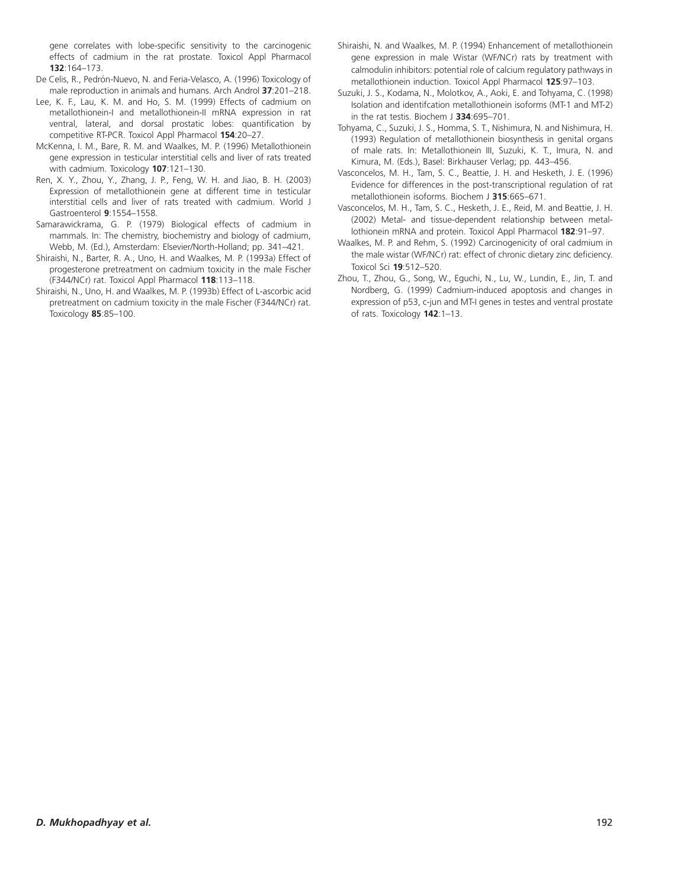gene correlates with lobe-specific sensitivity to the carcinogenic effects of cadmium in the rat prostate. Toxicol Appl Pharmacol **132**:164–173.

De Celis, R., Pedrón-Nuevo, N. and Feria-Velasco, A. (1996) Toxicology of male reproduction in animals and humans. Arch Androl **37**:201–218.

Lee, K. F., Lau, K. M. and Ho, S. M. (1999) Effects of cadmium on metallothionein-I and metallothionein-II mRNA expression in rat ventral, lateral, and dorsal prostatic lobes: quantification by competitive RT-PCR. Toxicol Appl Pharmacol **154**:20–27.

McKenna, I. M., Bare, R. M. and Waalkes, M. P. (1996) Metallothionein gene expression in testicular interstitial cells and liver of rats treated with cadmium. Toxicology **107**:121–130.

Ren, X. Y., Zhou, Y., Zhang, J. P., Feng, W. H. and Jiao, B. H. (2003) Expression of metallothionein gene at different time in testicular interstitial cells and liver of rats treated with cadmium. World J Gastroenterol **9**:1554–1558.

Samarawickrama, G. P. (1979) Biological effects of cadmium in mammals. In: The chemistry, biochemistry and biology of cadmium, Webb, M. (Ed.), Amsterdam: Elsevier/North-Holland; pp. 341–421.

Shiraishi, N., Barter, R. A., Uno, H. and Waalkes, M. P. (1993a) Effect of progesterone pretreatment on cadmium toxicity in the male Fischer (F344/NCr) rat. Toxicol Appl Pharmacol **118**:113–118.

Shiraishi, N., Uno, H. and Waalkes, M. P. (1993b) Effect of L-ascorbic acid pretreatment on cadmium toxicity in the male Fischer (F344/NCr) rat. Toxicology **85**:85–100.

Shiraishi, N. and Waalkes, M. P. (1994) Enhancement of metallothionein gene expression in male Wistar (WF/NCr) rats by treatment with calmodulin inhibitors: potential role of calcium regulatory pathways in metallothionein induction. Toxicol Appl Pharmacol **125**:97–103.

Suzuki, J. S., Kodama, N., Molotkov, A., Aoki, E. and Tohyama, C. (1998) Isolation and identifcation metallothionein isoforms (MT-1 and MT-2) in the rat testis. Biochem J **334**:695–701.

Tohyama, C., Suzuki, J. S., Homma, S. T., Nishimura, N. and Nishimura, H. (1993) Regulation of metallothionein biosynthesis in genital organs of male rats. In: Metallothionein III, Suzuki, K. T., Imura, N. and Kimura, M. (Eds.), Basel: Birkhauser Verlag; pp. 443–456.

Vasconcelos, M. H., Tam, S. C., Beattie, J. H. and Hesketh, J. E. (1996) Evidence for differences in the post-transcriptional regulation of rat metallothionein isoforms. Biochem J **315**:665–671.

Vasconcelos, M. H., Tam, S. C., Hesketh, J. E., Reid, M. and Beattie, J. H. (2002) Metal- and tissue-dependent relationship between metallothionein mRNA and protein. Toxicol Appl Pharmacol **182**:91–97.

Waalkes, M. P. and Rehm, S. (1992) Carcinogenicity of oral cadmium in the male wistar (WF/NCr) rat: effect of chronic dietary zinc deficiency. Toxicol Sci **19**:512–520.

Zhou, T., Zhou, G., Song, W., Eguchi, N., Lu, W., Lundin, E., Jin, T. and Nordberg, G. (1999) Cadmium-induced apoptosis and changes in expression of p53, c-jun and MT-I genes in testes and ventral prostate of rats. Toxicology **142**:1–13.